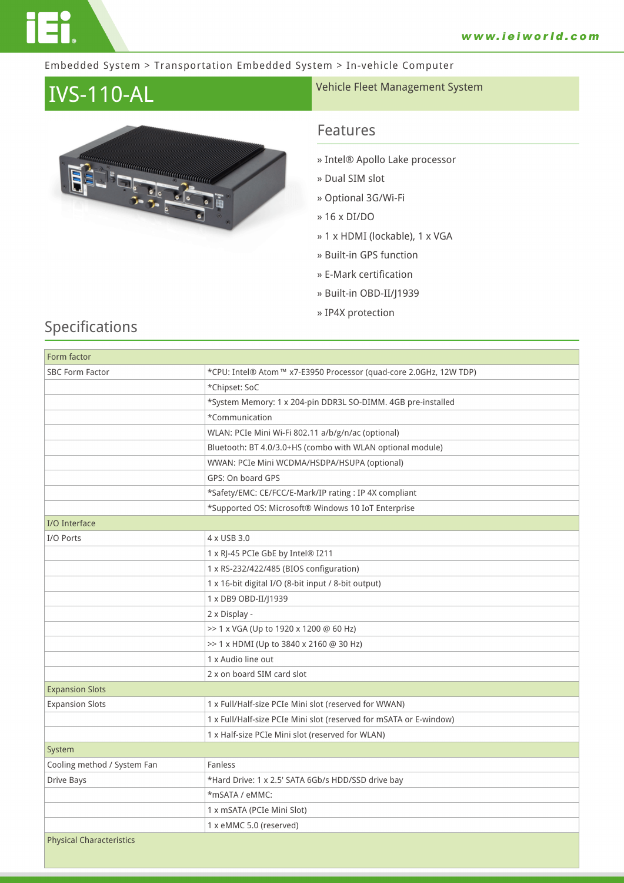Embedded System > Transportation Embedded System > In-vehicle Computer

# IVS-110-AL

Vehicle Fleet Management System

## Features

- » Intel® Apollo Lake processor
- » Dual SIM slot
- » Optional 3G/Wi-Fi
- » 16 x DI/DO
- » 1 x HDMI (lockable), 1 x VGA
- » Built-in GPS function
- » E-Mark certification
- » Built-in OBD-II/J1939
- » IP4X protection

## Specifications

| Form factor | |
|---|---|
| SBC Form Factor | *CPU: Intel® Atom™ x7-E3950 Processor (quad-core 2.0GHz, 12W TDP) |
| | *Chipset: SoC |
| | *System Memory: 1 x 204-pin DDR3L SO-DIMM. 4GB pre-installed |
| | *Communication |
| | WLAN: PCIe Mini Wi-Fi 802.11 a/b/g/n/ac (optional) |
| | Bluetooth: BT 4.0/3.0+HS (combo with WLAN optional module) |
| | WWAN: PCIe Mini WCDMA/HSDPA/HSUPA (optional) |
| | GPS: On board GPS |
| | *Safety/EMC: CE/FCC/E-Mark/IP rating : IP 4X compliant |
| | *Supported OS: Microsoft® Windows 10 IoT Enterprise |
| **I/O Interface** | |
| I/O Ports | 4 x USB 3.0 |
| | 1 x RJ-45 PCIe GbE by Intel® I211 |
| | 1 x RS-232/422/485 (BIOS configuration) |
| | 1 x 16-bit digital I/O (8-bit input / 8-bit output) |
| | 1 x DB9 OBD-II/J1939 |
| | 2 x Display - |
| | >> 1 x VGA (Up to 1920 x 1200 @ 60 Hz) |
| | >> 1 x HDMI (Up to 3840 x 2160 @ 30 Hz) |
| | 1 x Audio line out |
| | 2 x on board SIM card slot |
| **Expansion Slots** | |
| Expansion Slots | 1 x Full/Half-size PCIe Mini slot (reserved for WWAN) |
| | 1 x Full/Half-size PCIe Mini slot (reserved for mSATA or E-window) |
| | 1 x Half-size PCIe Mini slot (reserved for WLAN) |
| **System** | |
| Cooling method / System Fan | Fanless |
| Drive Bays | *Hard Drive: 1 x 2.5' SATA 6Gb/s HDD/SSD drive bay |
| | *mSATA / eMMC: |
| | 1 x mSATA (PCIe Mini Slot) |
| | 1 x eMMC 5.0 (reserved) |
| **Physical Characteristics** | |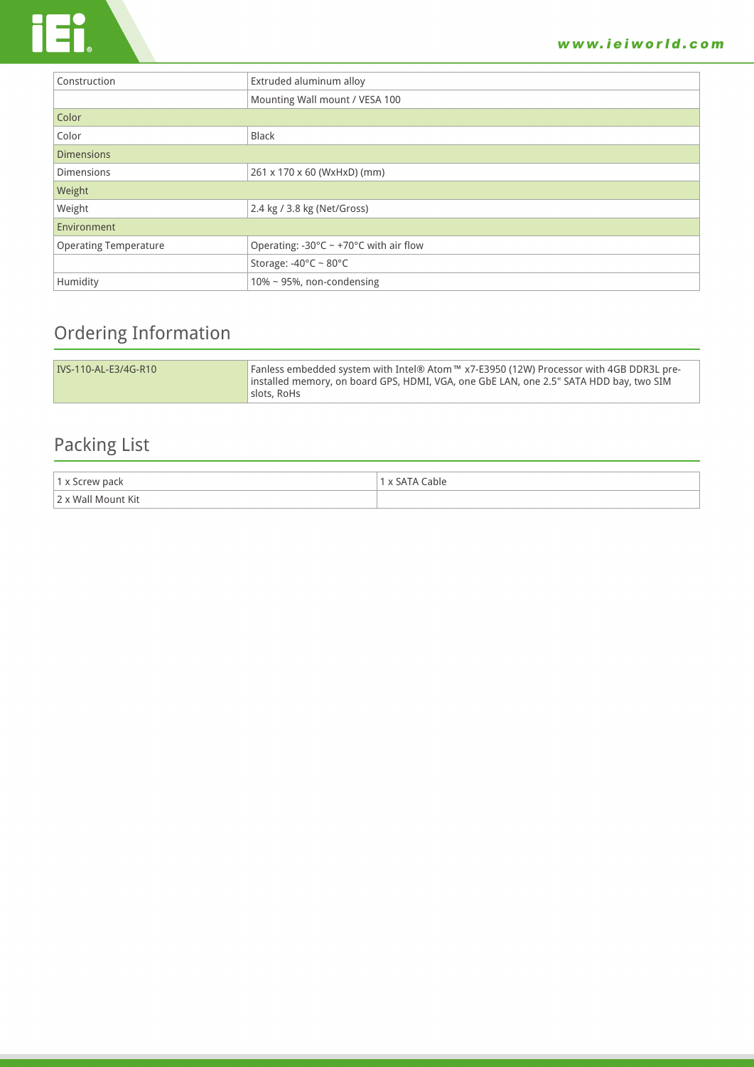| | |
|---|---|
| Construction | Extruded aluminum alloy |
| | Mounting Wall mount / VESA 100 |
| Color | |
| Color | Black |
| Dimensions | |
| Dimensions | 261 x 170 x 60 (WxHxD) (mm) |
| Weight | |
| Weight | 2.4 kg / 3.8 kg (Net/Gross) |
| Environment | |
| Operating Temperature | Operating: -30°C ~ +70°C with air flow |
| | Storage: -40°C ~ 80°C |
| Humidity | 10% ~ 95%, non-condensing |

## Ordering Information

| | |
|---|---|
| IVS-110-AL-E3/4G-R10 | Fanless embedded system with Intel® Atom™ x7-E3950 (12W) Processor with 4GB DDR3L pre-installed memory, on board GPS, HDMI, VGA, one GbE LAN, one 2.5" SATA HDD bay, two SIM slots, RoHs |

## Packing List

| | |
|---|---|
| 1 x Screw pack | 1 x SATA Cable |
| 2 x Wall Mount Kit | |